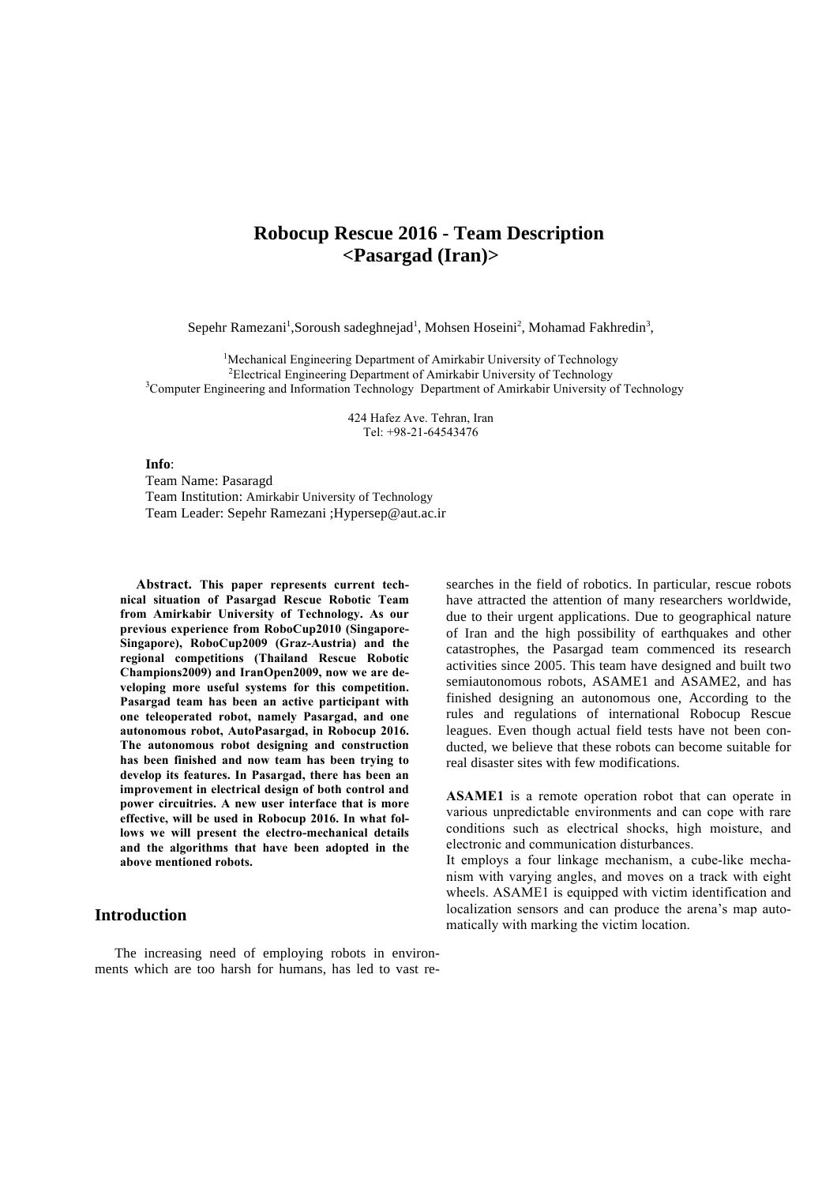# Robocup Rescue 2016 - Team Description <Pasargad (Iran)>

Sepehr Ramezani[1],Soroush sadeghnejad[1], Mohsen Hoseini[2], Mohamad Fakhredin[3],

[1]Mechanical Engineering Department of Amirkabir University of Technology
[2]Electrical Engineering Department of Amirkabir University of Technology
[3]Computer Engineering and Information Technology Department of Amirkabir University of Technology

424 Hafez Ave. Tehran, Iran
Tel: +98-21-64543476

**Info**:
Team Name: Pasaragd
Team Institution: Amirkabir University of Technology
Team Leader: Sepehr Ramezani ;Hypersep@aut.ac.ir

**Abstract. This paper represents current technical situation of Pasargad Rescue Robotic Team from Amirkabir University of Technology. As our previous experience from RoboCup2010 (Singapore-Singapore), RoboCup2009 (Graz-Austria) and the regional competitions (Thailand Rescue Robotic Champions2009) and IranOpen2009, now we are developing more useful systems for this competition. Pasargad team has been an active participant with one teleoperated robot, namely Pasargad, and one autonomous robot, AutoPasargad, in Robocup 2016. The autonomous robot designing and construction has been finished and now team has been trying to develop its features. In Pasargad, there has been an improvement in electrical design of both control and power circuitries. A new user interface that is more effective, will be used in Robocup 2016. In what follows we will present the electro-mechanical details and the algorithms that have been adopted in the above mentioned robots.**

## Introduction

The increasing need of employing robots in environments which are too harsh for humans, has led to vast researches in the field of robotics. In particular, rescue robots have attracted the attention of many researchers worldwide, due to their urgent applications. Due to geographical nature of Iran and the high possibility of earthquakes and other catastrophes, the Pasargad team commenced its research activities since 2005. This team have designed and built two semiautonomous robots, ASAME1 and ASAME2, and has finished designing an autonomous one, According to the rules and regulations of international Robocup Rescue leagues. Even though actual field tests have not been conducted, we believe that these robots can become suitable for real disaster sites with few modifications.

**ASAME1** is a remote operation robot that can operate in various unpredictable environments and can cope with rare conditions such as electrical shocks, high moisture, and electronic and communication disturbances.
It employs a four linkage mechanism, a cube-like mechanism with varying angles, and moves on a track with eight wheels. ASAME1 is equipped with victim identification and localization sensors and can produce the arena's map automatically with marking the victim location.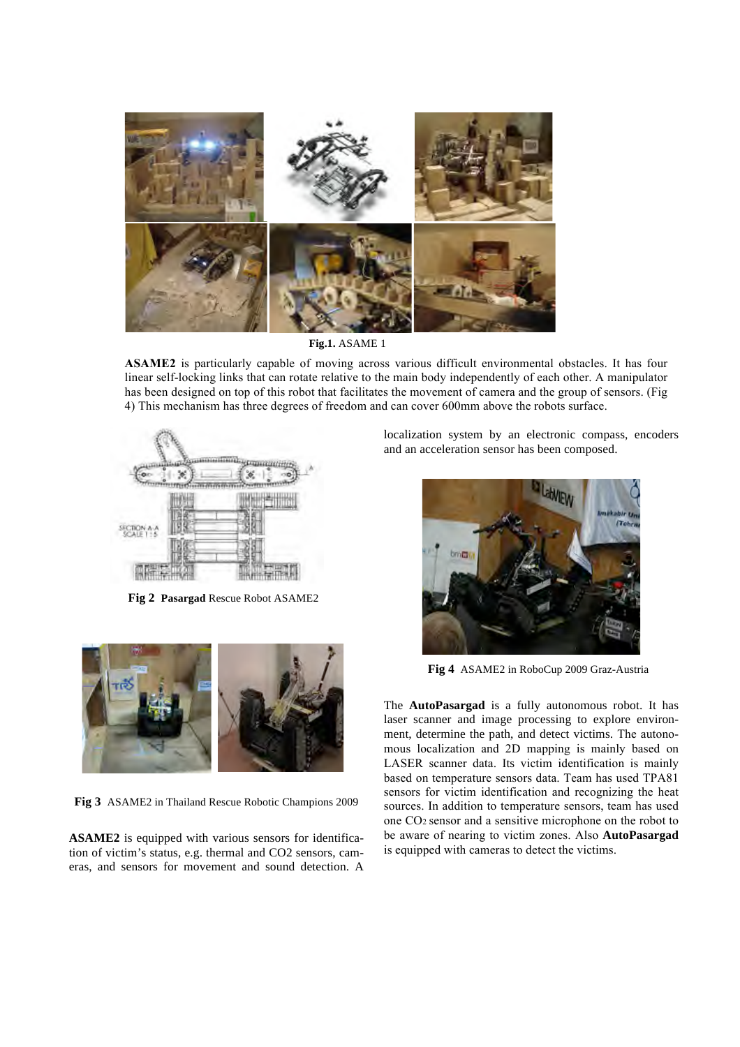Fig.1. ASAME 1

**ASAME2** is particularly capable of moving across various difficult environmental obstacles. It has four linear self-locking links that can rotate relative to the main body independently of each other. A manipulator has been designed on top of this robot that facilitates the movement of camera and the group of sensors. (Fig 4) This mechanism has three degrees of freedom and can cover 600mm above the robots surface.

**Fig 2** **Pasargad** Rescue Robot ASAME2

**Fig 3** ASAME2 in Thailand Rescue Robotic Champions 2009

**ASAME2** is equipped with various sensors for identification of victim's status, e.g. thermal and CO2 sensors, cameras, and sensors for movement and sound detection. A localization system by an electronic compass, encoders and an acceleration sensor has been composed.

**Fig 4** ASAME2 in RoboCup 2009 Graz-Austria

The **AutoPasargad** is a fully autonomous robot. It has laser scanner and image processing to explore environment, determine the path, and detect victims. The autonomous localization and 2D mapping is mainly based on LASER scanner data. Its victim identification is mainly based on temperature sensors data. Team has used TPA81 sensors for victim identification and recognizing the heat sources. In addition to temperature sensors, team has used one $CO_2$ sensor and a sensitive microphone on the robot to be aware of nearing to victim zones. Also **AutoPasargad** is equipped with cameras to detect the victims.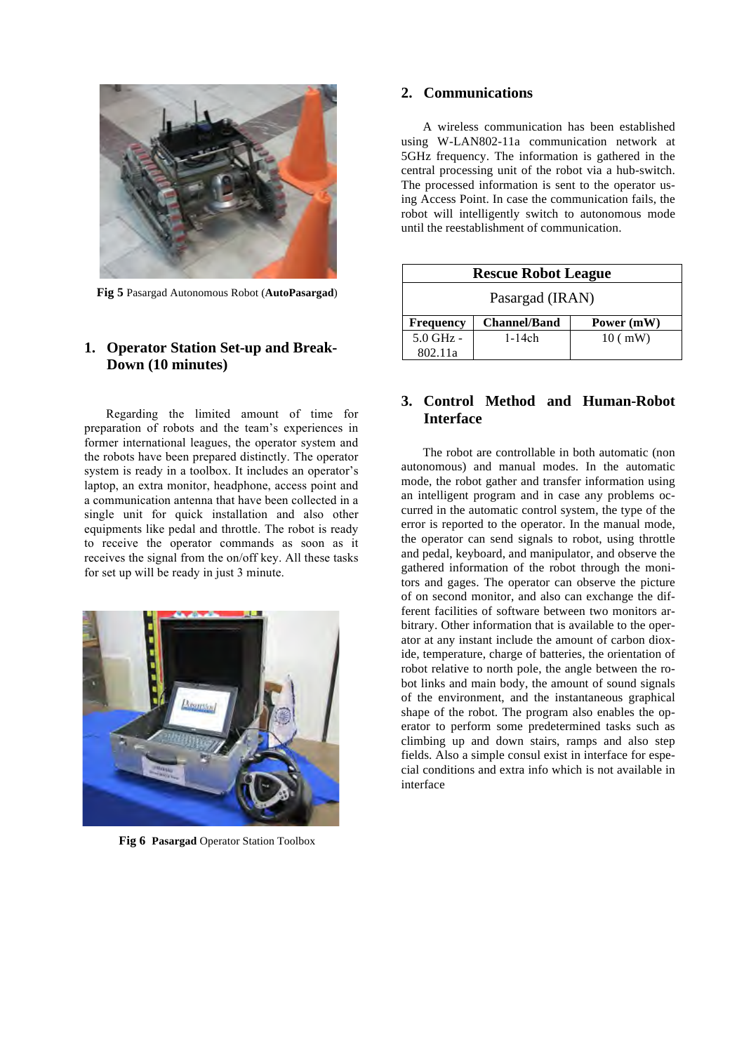**Fig 5** Pasargad Autonomous Robot (**AutoPasargad**)

## 1. Operator Station Set-up and Break-Down (10 minutes)

Regarding the limited amount of time for preparation of robots and the team's experiences in former international leagues, the operator system and the robots have been prepared distinctly. The operator system is ready in a toolbox. It includes an operator's laptop, an extra monitor, headphone, access point and a communication antenna that have been collected in a single unit for quick installation and also other equipments like pedal and throttle. The robot is ready to receive the operator commands as soon as it receives the signal from the on/off key. All these tasks for set up will be ready in just 3 minute.

**Fig 6 Pasargad** Operator Station Toolbox

## 2. Communications

A wireless communication has been established using W-LAN802-11a communication network at 5GHz frequency. The information is gathered in the central processing unit of the robot via a hub-switch. The processed information is sent to the operator using Access Point. In case the communication fails, the robot will intelligently switch to autonomous mode until the reestablishment of communication.

| **Rescue Robot League** | | |
|---|---|---|
| Pasargad (IRAN) | | |
| **Frequency** | **Channel/Band** | **Power (mW)** |
| 5.0 GHz - 802.11a | 1-14ch | 10 ( mW) |

## 3. Control Method and Human-Robot Interface

The robot are controllable in both automatic (non autonomous) and manual modes. In the automatic mode, the robot gather and transfer information using an intelligent program and in case any problems occurred in the automatic control system, the type of the error is reported to the operator. In the manual mode, the operator can send signals to robot, using throttle and pedal, keyboard, and manipulator, and observe the gathered information of the robot through the monitors and gages. The operator can observe the picture of on second monitor, and also can exchange the different facilities of software between two monitors arbitrary. Other information that is available to the operator at any instant include the amount of carbon dioxide, temperature, charge of batteries, the orientation of robot relative to north pole, the angle between the robot links and main body, the amount of sound signals of the environment, and the instantaneous graphical shape of the robot. The program also enables the operator to perform some predetermined tasks such as climbing up and down stairs, ramps and also step fields. Also a simple consul exist in interface for especial conditions and extra info which is not available in interface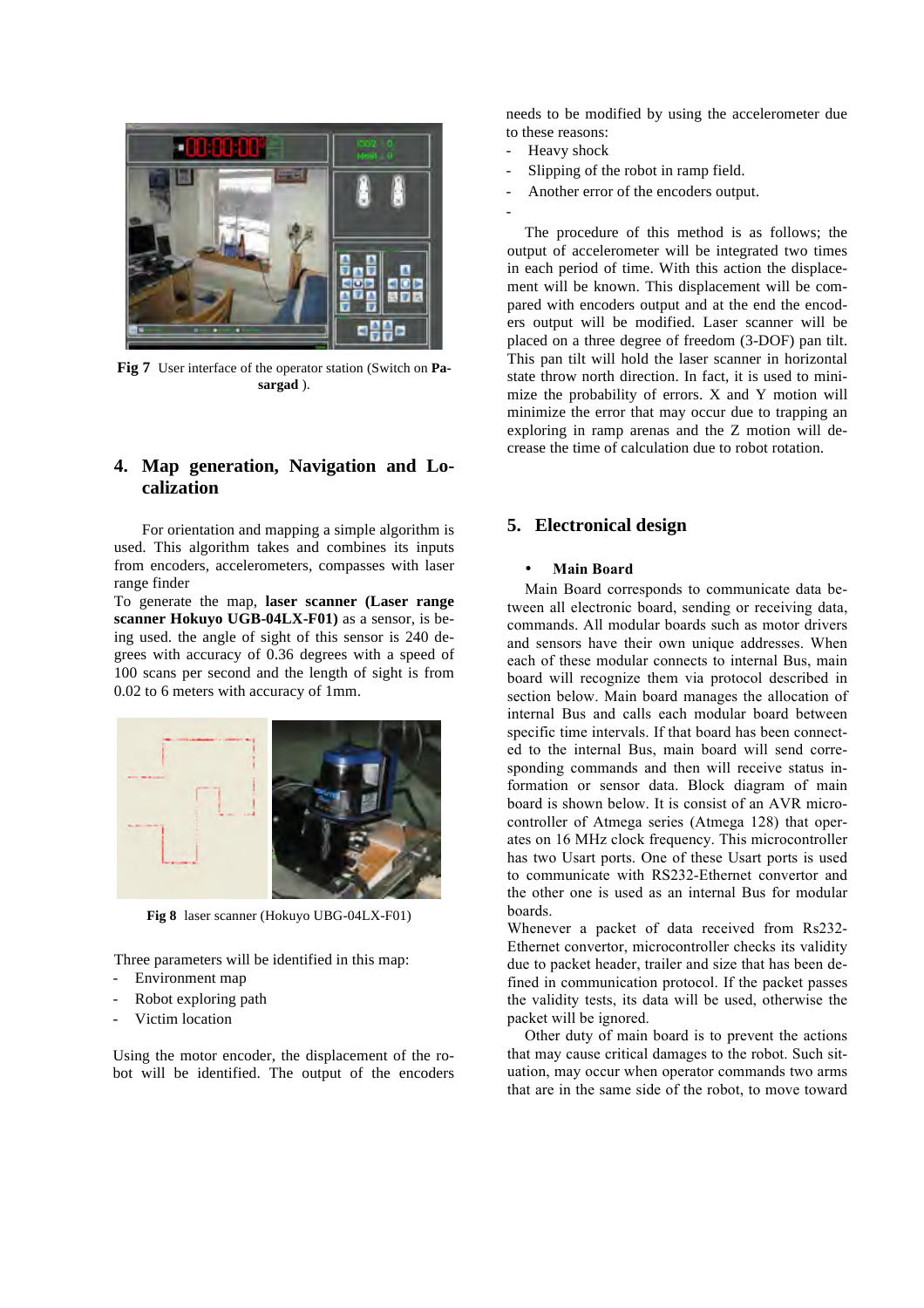**Fig 7** User interface of the operator station (Switch on **Pasargad** ).

## 4. Map generation, Navigation and Localization

For orientation and mapping a simple algorithm is used. This algorithm takes and combines its inputs from encoders, accelerometers, compasses with laser range finder

To generate the map, **laser scanner (Laser range scanner Hokuyo UGB-04LX-F01)** as a sensor, is being used. the angle of sight of this sensor is 240 degrees with accuracy of 0.36 degrees with a speed of 100 scans per second and the length of sight is from 0.02 to 6 meters with accuracy of 1mm.

**Fig 8** laser scanner (Hokuyo UBG-04LX-F01)

Three parameters will be identified in this map:

- Environment map
- Robot exploring path
- Victim location

Using the motor encoder, the displacement of the robot will be identified. The output of the encoders needs to be modified by using the accelerometer due to these reasons:

- Heavy shock
- Slipping of the robot in ramp field.
- Another error of the encoders output.
-

The procedure of this method is as follows; the output of accelerometer will be integrated two times in each period of time. With this action the displacement will be known. This displacement will be compared with encoders output and at the end the encoders output will be modified. Laser scanner will be placed on a three degree of freedom (3-DOF) pan tilt. This pan tilt will hold the laser scanner in horizontal state throw north direction. In fact, it is used to minimize the probability of errors. X and Y motion will minimize the error that may occur due to trapping an exploring in ramp arenas and the Z motion will decrease the time of calculation due to robot rotation.

## 5. Electronical design

- **Main Board**

Main Board corresponds to communicate data between all electronic board, sending or receiving data, commands. All modular boards such as motor drivers and sensors have their own unique addresses. When each of these modular connects to internal Bus, main board will recognize them via protocol described in section below. Main board manages the allocation of internal Bus and calls each modular board between specific time intervals. If that board has been connected to the internal Bus, main board will send corresponding commands and then will receive status information or sensor data. Block diagram of main board is shown below. It is consist of an AVR microcontroller of Atmega series (Atmega 128) that operates on 16 MHz clock frequency. This microcontroller has two Usart ports. One of these Usart ports is used to communicate with RS232-Ethernet convertor and the other one is used as an internal Bus for modular boards.

Whenever a packet of data received from Rs232-Ethernet convertor, microcontroller checks its validity due to packet header, trailer and size that has been defined in communication protocol. If the packet passes the validity tests, its data will be used, otherwise the packet will be ignored.

Other duty of main board is to prevent the actions that may cause critical damages to the robot. Such situation, may occur when operator commands two arms that are in the same side of the robot, to move toward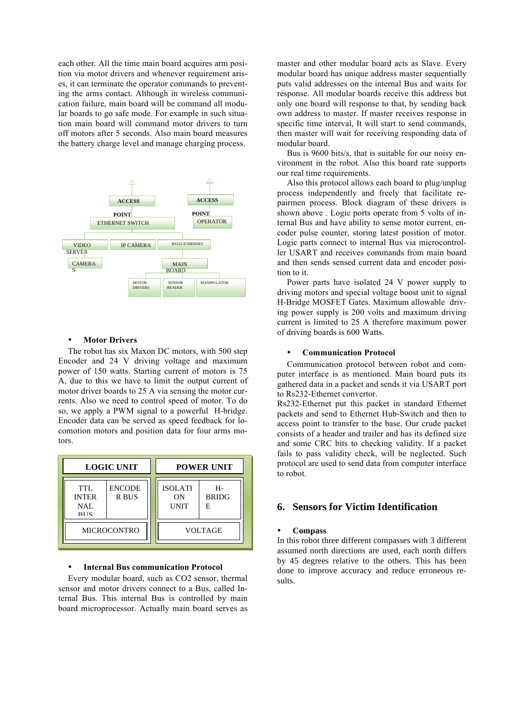each other. All the time main board acquires arm position via motor drivers and whenever requirement arises, it can terminate the operator commands to preventing the arms contact. Although in wireless communication failure, main board will be command all modular boards to go safe mode. For example in such situation main board will command motor drivers to turn off motors after 5 seconds. Also main board measures the battery charge level and manage charging process.

- **Motor Drivers**

The robot has six Maxon DC motors, with 500 step Encoder and 24 V driving voltage and maximum power of 150 watts. Starting current of motors is 75 A, due to this we have to limit the output current of motor driver boards to 25 A via sensing the motor currents. Also we need to control speed of motor. To do so, we apply a PWM signal to a powerful H-bridge. Encoder data can be served as speed feedback for locomotion motors and position data for four arms motors.

- **Internal Bus communication Protocol**

Every modular board, such as CO2 sensor, thermal sensor and motor drivers connect to a Bus, called Internal Bus. This internal Bus is controlled by main board microprocessor. Actually main board serves as master and other modular board acts as Slave. Every modular board has unique address master sequentially puts valid addresses on the internal Bus and waits for response. All modular boards receive this address but only one board will response to that, by sending back own address to master. If master receives response in specific time interval, It will start to send commands, then master will wait for receiving responding data of modular board.

Bus is 9600 bits/s, that is suitable for our noisy environment in the robot. Also this board rate supports our real time requirements.

Also this protocol allows each board to plug/unplug process independently and freely that facilitate repairmen process. Block diagram of these drivers is shown above . Logic ports operate from 5 volts of internal Bus and have ability to sense motor current, encoder pulse counter, storing latest position of motor. Logic parts connect to internal Bus via microcontroller USART and receives commands from main board and then sends sensed current data and encoder position to it.

Power parts have isolated 24 V power supply to driving motors and special voltage boost unit to signal H-Bridge MOSFET Gates. Maximum allowable driving power supply is 200 volts and maximum driving current is limited to 25 A therefore maximum power of driving boards is 600 Watts.

- **Communication Protocol**

Communication protocol between robot and computer interface is as mentioned. Main board puts its gathered data in a packet and sends it via USART port to Rs232-Ethernet convertor.

Rs232-Ethernet put this packet in standard Ethernet packets and send to Ethernet Hub-Switch and then to access point to transfer to the base. Our crude packet consists of a header and trailer and has its defined size and some CRC bits to checking validity. If a packet fails to pass validity check, will be neglected. Such protocol are used to send data from computer interface to robot.

## 6. Sensors for Victim Identification

- **Compass**

In this robot three different compasses with 3 different assumed north directions are used, each north differs by 45 degrees relative to the others. This has been done to improve accuracy and reduce erroneous results.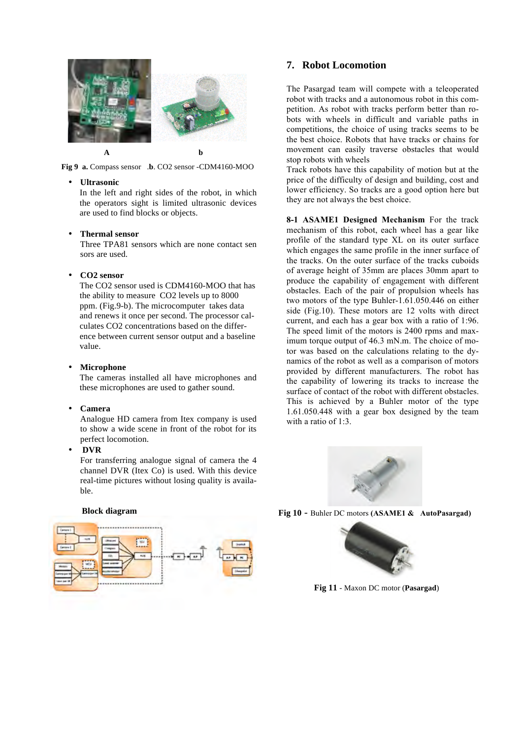A b

**Fig 9 a.** Compass sensor .**b**. $CO_2$ sensor -CDM4160-MOO

- **Ultrasonic**
  In the left and right sides of the robot, in which the operators sight is limited ultrasonic devices are used to find blocks or objects.

- **Thermal sensor**
  Three TPA81 sensors which are none contact sen sors are used.

- **CO2 sensor**
  The $CO_2$ sensor used is CDM4160-MOO that has the ability to measure $CO_2$ levels up to 8000 ppm. (Fig.9-b). The microcomputer takes data and renews it once per second. The processor calculates $CO_2$ concentrations based on the difference between current sensor output and a baseline value.

- **Microphone**
  The cameras installed all have microphones and these microphones are used to gather sound.

- **Camera**
  Analogue HD camera from Itex company is used to show a wide scene in front of the robot for its perfect locomotion.

- **DVR**
  For transferring analogue signal of camera the 4 channel DVR (Itex Co) is used. With this device real-time pictures without losing quality is available.

**Block diagram**

## 7. Robot Locomotion

The Pasargad team will compete with a teleoperated robot with tracks and a autonomous robot in this competition. As robot with tracks perform better than robots with wheels in difficult and variable paths in competitions, the choice of using tracks seems to be the best choice. Robots that have tracks or chains for movement can easily traverse obstacles that would stop robots with wheels
Track robots have this capability of motion but at the price of the difficulty of design and building, cost and lower efficiency. So tracks are a good option here but they are not always the best choice.

**8-1 ASAME1 Designed Mechanism** For the track mechanism of this robot, each wheel has a gear like profile of the standard type XL on its outer surface which engages the same profile in the inner surface of the tracks. On the outer surface of the tracks cuboids of average height of 35mm are places 30mm apart to produce the capability of engagement with different obstacles. Each of the pair of propulsion wheels has two motors of the type Buhler-1.61.050.446 on either side (Fig.10). These motors are 12 volts with direct current, and each has a gear box with a ratio of 1:96. The speed limit of the motors is 2400 rpms and maximum torque output of 46.3 mN.m. The choice of motor was based on the calculations relating to the dynamics of the robot as well as a comparison of motors provided by different manufacturers. The robot has the capability of lowering its tracks to increase the surface of contact of the robot with different obstacles. This is achieved by a Buhler motor of the type 1.61.050.448 with a gear box designed by the team with a ratio of 1:3.

**Fig 10 -** Buhler DC motors **(ASAME1 & AutoPasargad)**

**Fig 11** - Maxon DC motor (**Pasargad**)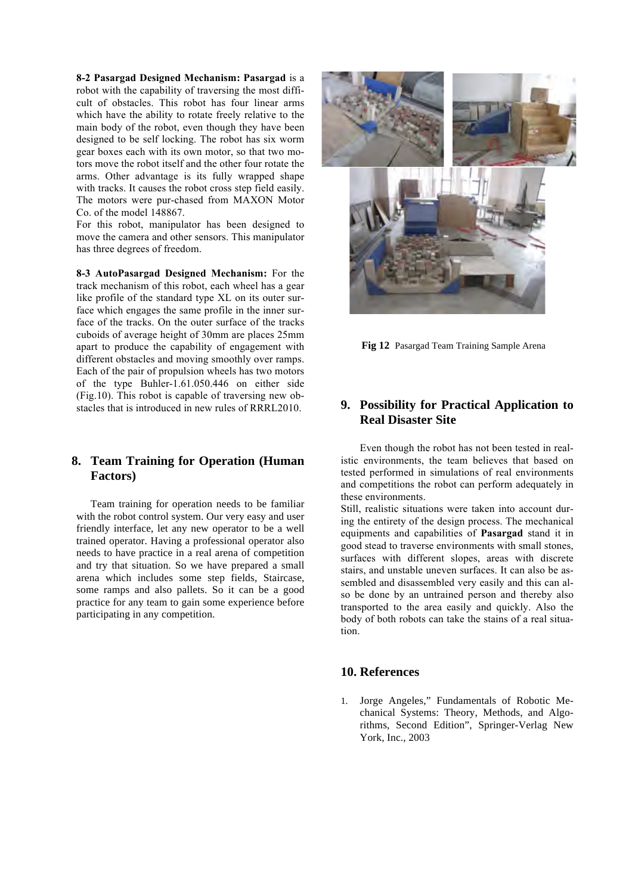**8-2 Pasargad Designed Mechanism: Pasargad** is a robot with the capability of traversing the most difficult of obstacles. This robot has four linear arms which have the ability to rotate freely relative to the main body of the robot, even though they have been designed to be self locking. The robot has six worm gear boxes each with its own motor, so that two motors move the robot itself and the other four rotate the arms. Other advantage is its fully wrapped shape with tracks. It causes the robot cross step field easily. The motors were pur-chased from MAXON Motor Co. of the model 148867.

For this robot, manipulator has been designed to move the camera and other sensors. This manipulator has three degrees of freedom.

**8-3 AutoPasargad Designed Mechanism:** For the track mechanism of this robot, each wheel has a gear like profile of the standard type XL on its outer surface which engages the same profile in the inner surface of the tracks. On the outer surface of the tracks cuboids of average height of 30mm are places 25mm apart to produce the capability of engagement with different obstacles and moving smoothly over ramps. Each of the pair of propulsion wheels has two motors of the type Buhler-1.61.050.446 on either side (Fig.10). This robot is capable of traversing new obstacles that is introduced in new rules of RRRL2010.

## 8. Team Training for Operation (Human Factors)

Team training for operation needs to be familiar with the robot control system. Our very easy and user friendly interface, let any new operator to be a well trained operator. Having a professional operator also needs to have practice in a real arena of competition and try that situation. So we have prepared a small arena which includes some step fields, Staircase, some ramps and also pallets. So it can be a good practice for any team to gain some experience before participating in any competition.

**Fig 12** Pasargad Team Training Sample Arena

## 9. Possibility for Practical Application to Real Disaster Site

Even though the robot has not been tested in realistic environments, the team believes that based on tested performed in simulations of real environments and competitions the robot can perform adequately in these environments.

Still, realistic situations were taken into account during the entirety of the design process. The mechanical equipments and capabilities of **Pasargad** stand it in good stead to traverse environments with small stones, surfaces with different slopes, areas with discrete stairs, and unstable uneven surfaces. It can also be assembled and disassembled very easily and this can also be done by an untrained person and thereby also transported to the area easily and quickly. Also the body of both robots can take the stains of a real situation.

## 10. References

1. Jorge Angeles," Fundamentals of Robotic Mechanical Systems: Theory, Methods, and Algorithms, Second Edition", Springer-Verlag New York, Inc., 2003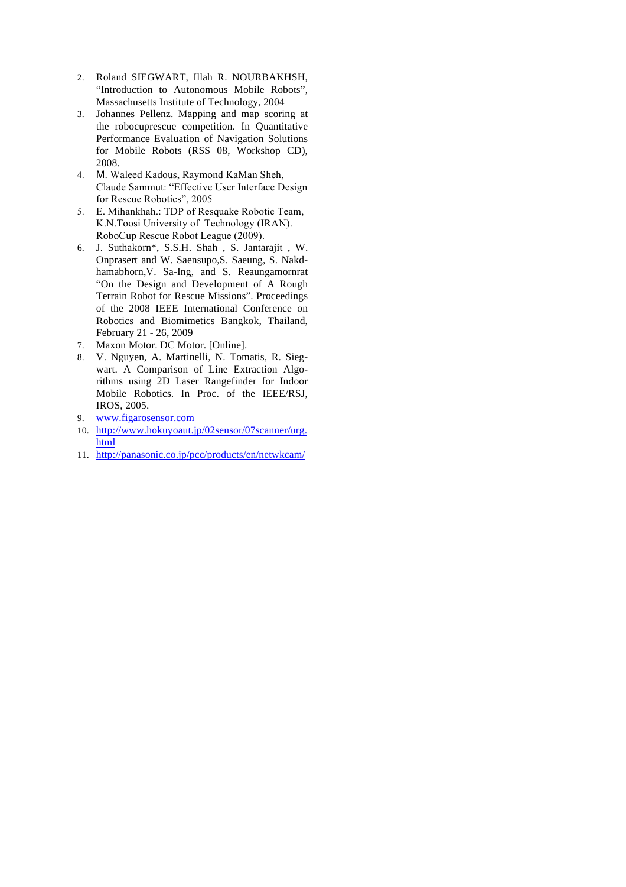2. Roland SIEGWART, Illah R. NOURBAKHSH, "Introduction to Autonomous Mobile Robots", Massachusetts Institute of Technology, 2004
3. Johannes Pellenz. Mapping and map scoring at the robocuprescue competition. In Quantitative Performance Evaluation of Navigation Solutions for Mobile Robots (RSS 08, Workshop CD), 2008.
4. M. Waleed Kadous, Raymond KaMan Sheh, Claude Sammut: "Effective User Interface Design for Rescue Robotics", 2005
5. E. Mihankhah.: TDP of Resquake Robotic Team, K.N.Toosi University of Technology (IRAN). RoboCup Rescue Robot League (2009).
6. J. Suthakorn*, S.S.H. Shah , S. Jantarajit , W. Onprasert and W. Saensupo,S. Saeung, S. Nakdhamabhorn,V. Sa-Ing, and S. Reaungamornrat "On the Design and Development of A Rough Terrain Robot for Rescue Missions". Proceedings of the 2008 IEEE International Conference on Robotics and Biomimetics Bangkok, Thailand, February 21 - 26, 2009
7. Maxon Motor. DC Motor. [Online].
8. V. Nguyen, A. Martinelli, N. Tomatis, R. Siegwart. A Comparison of Line Extraction Algorithms using 2D Laser Rangefinder for Indoor Mobile Robotics. In Proc. of the IEEE/RSJ, IROS, 2005.
9. www.figarosensor.com
10. http://www.hokuyoaut.jp/02sensor/07scanner/urg.html
11. http://panasonic.co.jp/pcc/products/en/netwkcam/